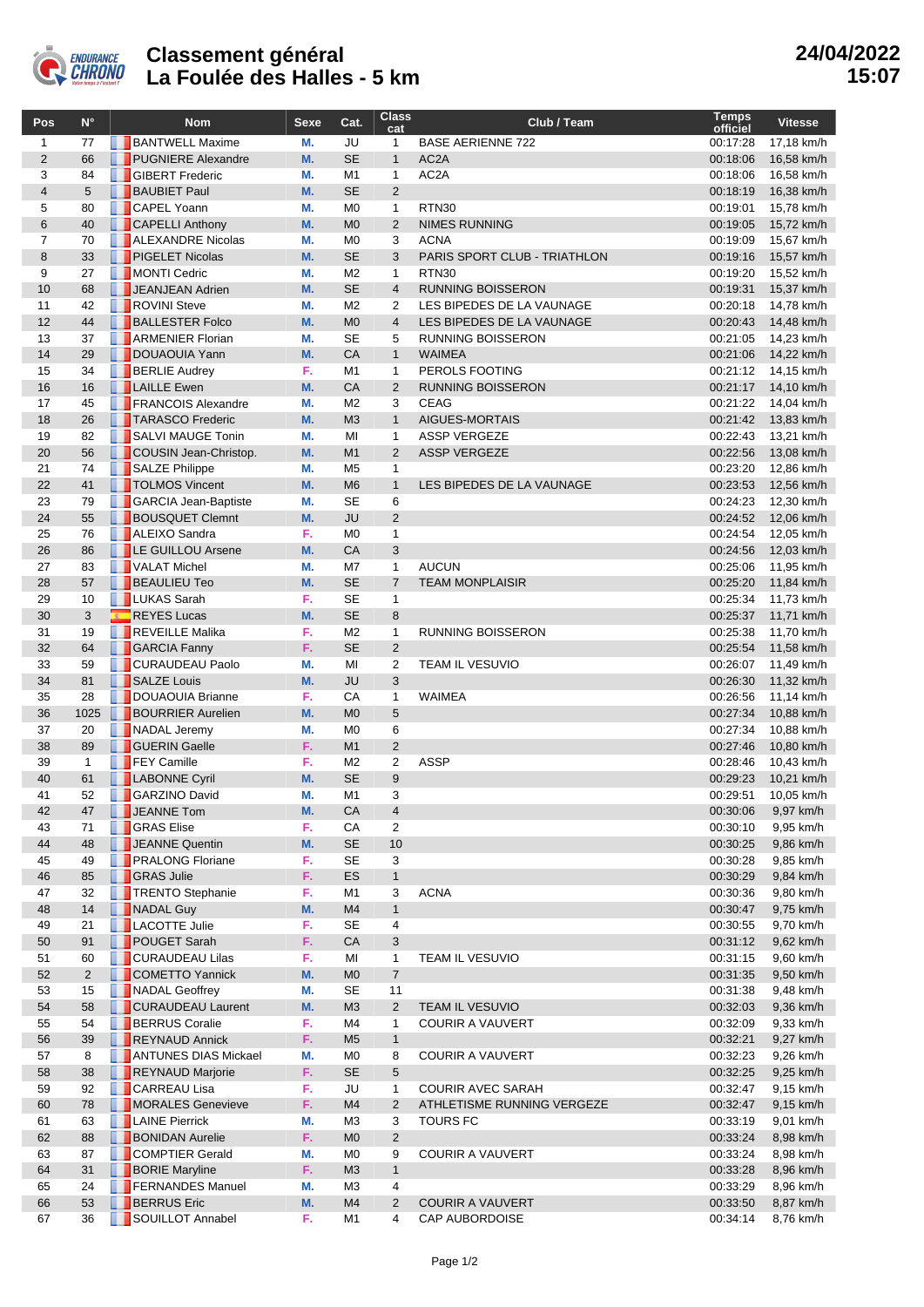# Classement général
## La Foulée des Halles - 5 km

24/04/2022
15:07

| Pos | N° | Nom | Sexe | Cat. | Class cat | Club / Team | Temps officiel | Vitesse |
|---|---|---|---|---|---|---|---|---|
| 1 | 77 | BANTWELL Maxime | M. | JU | 1 | BASE AERIENNE 722 | 00:17:28 | 17,18 km/h |
| 2 | 66 | PUGNIERE Alexandre | M. | SE | 1 | AC2A | 00:18:06 | 16,58 km/h |
| 3 | 84 | GIBERT Frederic | M. | M1 | 1 | AC2A | 00:18:06 | 16,58 km/h |
| 4 | 5 | BAUBIET Paul | M. | SE | 2 | | 00:18:19 | 16,38 km/h |
| 5 | 80 | CAPEL Yoann | M. | M0 | 1 | RTN30 | 00:19:01 | 15,78 km/h |
| 6 | 40 | CAPELLI Anthony | M. | M0 | 2 | NIMES RUNNING | 00:19:05 | 15,72 km/h |
| 7 | 70 | ALEXANDRE Nicolas | M. | M0 | 3 | ACNA | 00:19:09 | 15,67 km/h |
| 8 | 33 | PIGELET Nicolas | M. | SE | 3 | PARIS SPORT CLUB - TRIATHLON | 00:19:16 | 15,57 km/h |
| 9 | 27 | MONTI Cedric | M. | M2 | 1 | RTN30 | 00:19:20 | 15,52 km/h |
| 10 | 68 | JEANJEAN Adrien | M. | SE | 4 | RUNNING BOISSERON | 00:19:31 | 15,37 km/h |
| 11 | 42 | ROVINI Steve | M. | M2 | 2 | LES BIPEDES DE LA VAUNAGE | 00:20:18 | 14,78 km/h |
| 12 | 44 | BALLESTER Folco | M. | M0 | 4 | LES BIPEDES DE LA VAUNAGE | 00:20:43 | 14,48 km/h |
| 13 | 37 | ARMENIER Florian | M. | SE | 5 | RUNNING BOISSERON | 00:21:05 | 14,23 km/h |
| 14 | 29 | DOUAOUIA Yann | M. | CA | 1 | WAIMEA | 00:21:06 | 14,22 km/h |
| 15 | 34 | BERLIE Audrey | F. | M1 | 1 | PEROLS FOOTING | 00:21:12 | 14,15 km/h |
| 16 | 16 | LAILLE Ewen | M. | CA | 2 | RUNNING BOISSERON | 00:21:17 | 14,10 km/h |
| 17 | 45 | FRANCOIS Alexandre | M. | M2 | 3 | CEAG | 00:21:22 | 14,04 km/h |
| 18 | 26 | TARASCO Frederic | M. | M3 | 1 | AIGUES-MORTAIS | 00:21:42 | 13,83 km/h |
| 19 | 82 | SALVI MAUGE Tonin | M. | MI | 1 | ASSP VERGEZE | 00:22:43 | 13,21 km/h |
| 20 | 56 | COUSIN Jean-Christop. | M. | M1 | 2 | ASSP VERGEZE | 00:22:56 | 13,08 km/h |
| 21 | 74 | SALZE Philippe | M. | M5 | 1 | | 00:23:20 | 12,86 km/h |
| 22 | 41 | TOLMOS Vincent | M. | M6 | 1 | LES BIPEDES DE LA VAUNAGE | 00:23:53 | 12,56 km/h |
| 23 | 79 | GARCIA Jean-Baptiste | M. | SE | 6 | | 00:24:23 | 12,30 km/h |
| 24 | 55 | BOUSQUET Clemnt | M. | JU | 2 | | 00:24:52 | 12,06 km/h |
| 25 | 76 | ALEIXO Sandra | F. | M0 | 1 | | 00:24:54 | 12,05 km/h |
| 26 | 86 | LE GUILLOU Arsene | M. | CA | 3 | | 00:24:56 | 12,03 km/h |
| 27 | 83 | VALAT Michel | M. | M7 | 1 | AUCUN | 00:25:06 | 11,95 km/h |
| 28 | 57 | BEAULIEU Teo | M. | SE | 7 | TEAM MONPLAISIR | 00:25:20 | 11,84 km/h |
| 29 | 10 | LUKAS Sarah | F. | SE | 1 | | 00:25:34 | 11,73 km/h |
| 30 | 3 | REYES Lucas | M. | SE | 8 | | 00:25:37 | 11,71 km/h |
| 31 | 19 | REVEILLE Malika | F. | M2 | 1 | RUNNING BOISSERON | 00:25:38 | 11,70 km/h |
| 32 | 64 | GARCIA Fanny | F. | SE | 2 | | 00:25:54 | 11,58 km/h |
| 33 | 59 | CURAUDEAU Paolo | M. | MI | 2 | TEAM IL VESUVIO | 00:26:07 | 11,49 km/h |
| 34 | 81 | SALZE Louis | M. | JU | 3 | | 00:26:30 | 11,32 km/h |
| 35 | 28 | DOUAOUIA Brianne | F. | CA | 1 | WAIMEA | 00:26:56 | 11,14 km/h |
| 36 | 1025 | BOURRIER Aurelien | M. | M0 | 5 | | 00:27:34 | 10,88 km/h |
| 37 | 20 | NADAL Jeremy | M. | M0 | 6 | | 00:27:34 | 10,88 km/h |
| 38 | 89 | GUERIN Gaelle | F. | M1 | 2 | | 00:27:46 | 10,80 km/h |
| 39 | 1 | FEY Camille | F. | M2 | 2 | ASSP | 00:28:46 | 10,43 km/h |
| 40 | 61 | LABONNE Cyril | M. | SE | 9 | | 00:29:23 | 10,21 km/h |
| 41 | 52 | GARZINO David | M. | M1 | 3 | | 00:29:51 | 10,05 km/h |
| 42 | 47 | JEANNE Tom | M. | CA | 4 | | 00:30:06 | 9,97 km/h |
| 43 | 71 | GRAS Elise | F. | CA | 2 | | 00:30:10 | 9,95 km/h |
| 44 | 48 | JEANNE Quentin | M. | SE | 10 | | 00:30:25 | 9,86 km/h |
| 45 | 49 | PRALONG Floriane | F. | SE | 3 | | 00:30:28 | 9,85 km/h |
| 46 | 85 | GRAS Julie | F. | ES | 1 | | 00:30:29 | 9,84 km/h |
| 47 | 32 | TRENTO Stephanie | F. | M1 | 3 | ACNA | 00:30:36 | 9,80 km/h |
| 48 | 14 | NADAL Guy | M. | M4 | 1 | | 00:30:47 | 9,75 km/h |
| 49 | 21 | LACOTTE Julie | F. | SE | 4 | | 00:30:55 | 9,70 km/h |
| 50 | 91 | POUGET Sarah | F. | CA | 3 | | 00:31:12 | 9,62 km/h |
| 51 | 60 | CURAUDEAU Lilas | F. | MI | 1 | TEAM IL VESUVIO | 00:31:15 | 9,60 km/h |
| 52 | 2 | COMETTO Yannick | M. | M0 | 7 | | 00:31:35 | 9,50 km/h |
| 53 | 15 | NADAL Geoffrey | M. | SE | 11 | | 00:31:38 | 9,48 km/h |
| 54 | 58 | CURAUDEAU Laurent | M. | M3 | 2 | TEAM IL VESUVIO | 00:32:03 | 9,36 km/h |
| 55 | 54 | BERRUS Coralie | F. | M4 | 1 | COURIR A VAUVERT | 00:32:09 | 9,33 km/h |
| 56 | 39 | REYNAUD Annick | F. | M5 | 1 | | 00:32:21 | 9,27 km/h |
| 57 | 8 | ANTUNES DIAS Mickael | M. | M0 | 8 | COURIR A VAUVERT | 00:32:23 | 9,26 km/h |
| 58 | 38 | REYNAUD Marjorie | F. | SE | 5 | | 00:32:25 | 9,25 km/h |
| 59 | 92 | CARREAU Lisa | F. | JU | 1 | COURIR AVEC SARAH | 00:32:47 | 9,15 km/h |
| 60 | 78 | MORALES Genevieve | F. | M4 | 2 | ATHLETISME RUNNING VERGEZE | 00:32:47 | 9,15 km/h |
| 61 | 63 | LAINE Pierrick | M. | M3 | 3 | TOURS FC | 00:33:19 | 9,01 km/h |
| 62 | 88 | BONIDAN Aurelie | F. | M0 | 2 | | 00:33:24 | 8,98 km/h |
| 63 | 87 | COMPTIER Gerald | M. | M0 | 9 | COURIR A VAUVERT | 00:33:24 | 8,98 km/h |
| 64 | 31 | BORIE Maryline | F. | M3 | 1 | | 00:33:28 | 8,96 km/h |
| 65 | 24 | FERNANDES Manuel | M. | M3 | 4 | | 00:33:29 | 8,96 km/h |
| 66 | 53 | BERRUS Eric | M. | M4 | 2 | COURIR A VAUVERT | 00:33:50 | 8,87 km/h |
| 67 | 36 | SOUILLOT Annabel | F. | M1 | 4 | CAP AUBORDOISE | 00:34:14 | 8,76 km/h |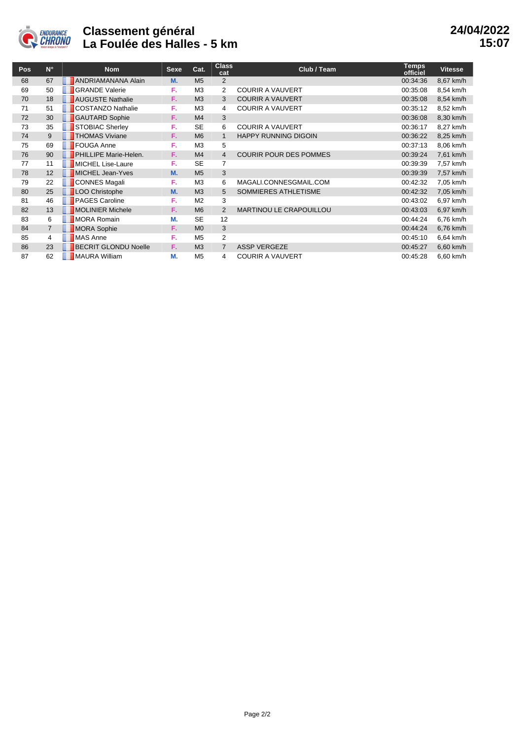# Classement général
## La Foulée des Halles - 5 km

**24/04/2022 15:07**

| Pos | N° | Nom | Sexe | Cat. | Class cat | Club / Team | Temps officiel | Vitesse |
|---|---|---|---|---|---|---|---|---|
| 68 | 67 | ANDRIAMANANA Alain | M. | M5 | 2 | | 00:34:36 | 8,67 km/h |
| 69 | 50 | GRANDE Valerie | F. | M3 | 2 | COURIR A VAUVERT | 00:35:08 | 8,54 km/h |
| 70 | 18 | AUGUSTE Nathalie | F. | M3 | 3 | COURIR A VAUVERT | 00:35:08 | 8,54 km/h |
| 71 | 51 | COSTANZO Nathalie | F. | M3 | 4 | COURIR A VAUVERT | 00:35:12 | 8,52 km/h |
| 72 | 30 | GAUTARD Sophie | F. | M4 | 3 | | 00:36:08 | 8,30 km/h |
| 73 | 35 | STOBIAC Sherley | F. | SE | 6 | COURIR A VAUVERT | 00:36:17 | 8,27 km/h |
| 74 | 9 | THOMAS Viviane | F. | M6 | 1 | HAPPY RUNNING DIGOIN | 00:36:22 | 8,25 km/h |
| 75 | 69 | FOUGA Anne | F. | M3 | 5 | | 00:37:13 | 8,06 km/h |
| 76 | 90 | PHILLIPE Marie-Helen. | F. | M4 | 4 | COURIR POUR DES POMMES | 00:39:24 | 7,61 km/h |
| 77 | 11 | MICHEL Lise-Laure | F. | SE | 7 | | 00:39:39 | 7,57 km/h |
| 78 | 12 | MICHEL Jean-Yves | M. | M5 | 3 | | 00:39:39 | 7,57 km/h |
| 79 | 22 | CONNES Magali | F. | M3 | 6 | MAGALI.CONNESGMAIL.COM | 00:42:32 | 7,05 km/h |
| 80 | 25 | LOO Christophe | M. | M3 | 5 | SOMMIERES ATHLETISME | 00:42:32 | 7,05 km/h |
| 81 | 46 | PAGES Caroline | F. | M2 | 3 | | 00:43:02 | 6,97 km/h |
| 82 | 13 | MOLINIER Michele | F. | M6 | 2 | MARTINOU LE CRAPOUILLOU | 00:43:03 | 6,97 km/h |
| 83 | 6 | MORA Romain | M. | SE | 12 | | 00:44:24 | 6,76 km/h |
| 84 | 7 | MORA Sophie | F. | M0 | 3 | | 00:44:24 | 6,76 km/h |
| 85 | 4 | MAS Anne | F. | M5 | 2 | | 00:45:10 | 6,64 km/h |
| 86 | 23 | BECRIT GLONDU Noelle | F. | M3 | 7 | ASSP VERGEZE | 00:45:27 | 6,60 km/h |
| 87 | 62 | MAURA William | M. | M5 | 4 | COURIR A VAUVERT | 00:45:28 | 6,60 km/h |